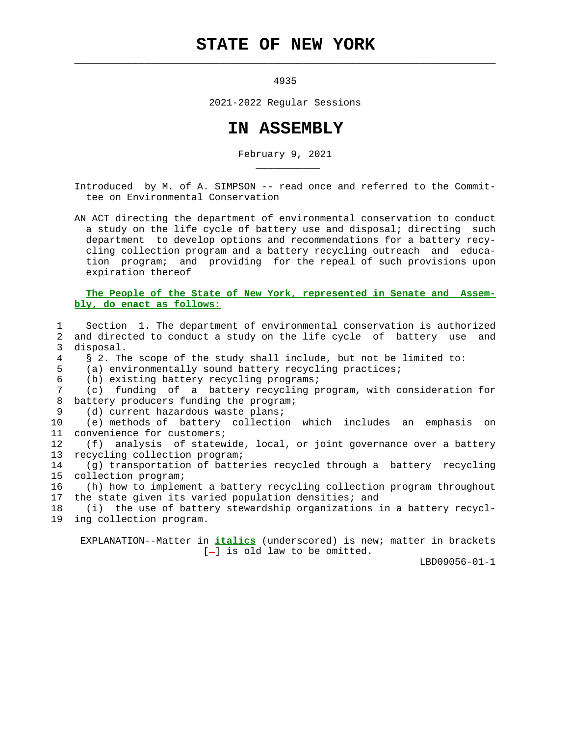# STATE OF NEW YORK

4935

2021-2022 Regular Sessions

# IN ASSEMBLY

February 9, 2021

Introduced by M. of A. SIMPSON -- read once and referred to the Committee on Environmental Conservation

AN ACT directing the department of environmental conservation to conduct a study on the life cycle of battery use and disposal; directing such department to develop options and recommendations for a battery recycling collection program and a battery recycling outreach and education program; and providing for the repeal of such provisions upon expiration thereof

**The People of the State of New York, represented in Senate and Assembly, do enact as follows:**

Section 1. The department of environmental conservation is authorized and directed to conduct a study on the life cycle of battery use and disposal.

§ 2. The scope of the study shall include, but not be limited to:

(a) environmentally sound battery recycling practices;

(b) existing battery recycling programs;

(c) funding of a battery recycling program, with consideration for battery producers funding the program;

(d) current hazardous waste plans;

(e) methods of battery collection which includes an emphasis on convenience for customers;

(f) analysis of statewide, local, or joint governance over a battery recycling collection program;

(g) transportation of batteries recycled through a battery recycling collection program;

(h) how to implement a battery recycling collection program throughout the state given its varied population densities; and

(i) the use of battery stewardship organizations in a battery recycling collection program.

EXPLANATION--Matter in ***italics*** (underscored) is new; matter in brackets [-] is old law to be omitted.

LBD09056-01-1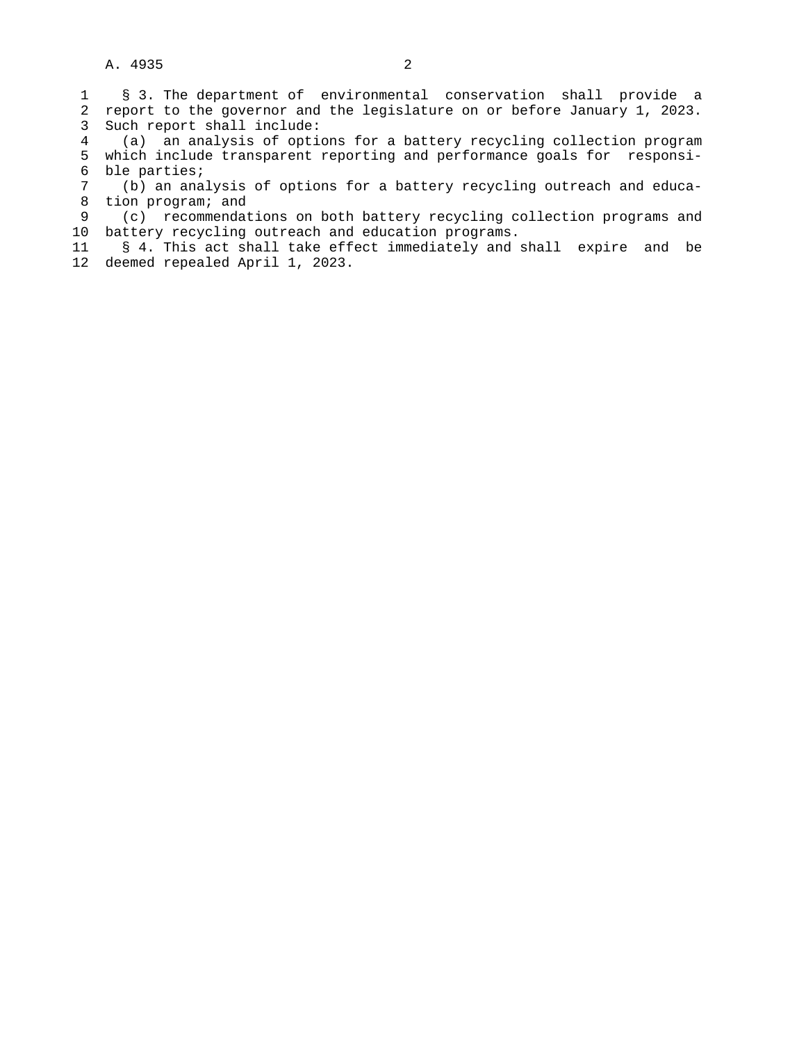§ 3. The department of environmental conservation shall provide a report to the governor and the legislature on or before January 1, 2023. Such report shall include:

(a) an analysis of options for a battery recycling collection program which include transparent reporting and performance goals for responsible parties;

(b) an analysis of options for a battery recycling outreach and education program; and

(c) recommendations on both battery recycling collection programs and battery recycling outreach and education programs.

§ 4. This act shall take effect immediately and shall expire and be deemed repealed April 1, 2023.